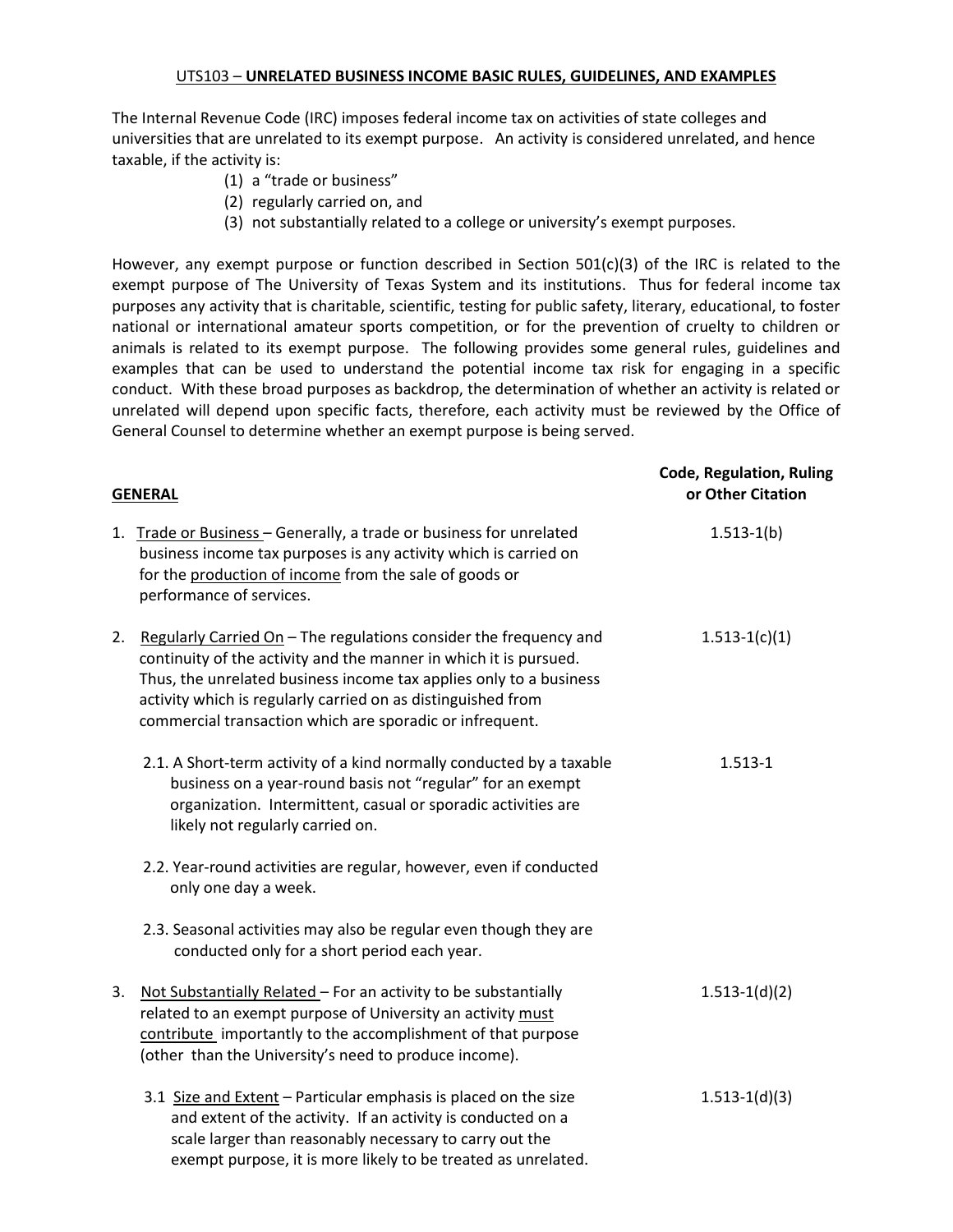# UTS103 – UNRELATED BUSINESS INCOME BASIC RULES, GUIDELINES, AND EXAMPLES

The Internal Revenue Code (IRC) imposes federal income tax on activities of state colleges and universities that are unrelated to its exempt purpose. An activity is considered unrelated, and hence taxable, if the activity is:

1. a "trade or business"
2. regularly carried on, and
3. not substantially related to a college or university's exempt purposes.

However, any exempt purpose or function described in Section 501(c)(3) of the IRC is related to the exempt purpose of The University of Texas System and its institutions. Thus for federal income tax purposes any activity that is charitable, scientific, testing for public safety, literary, educational, to foster national or international amateur sports competition, or for the prevention of cruelty to children or animals is related to its exempt purpose. The following provides some general rules, guidelines and examples that can be used to understand the potential income tax risk for engaging in a specific conduct. With these broad purposes as backdrop, the determination of whether an activity is related or unrelated will depend upon specific facts, therefore, each activity must be reviewed by the Office of General Counsel to determine whether an exempt purpose is being served.

| **GENERAL** | **Code, Regulation, Ruling or Other Citation** |
|---|---|
| 1. Trade or Business – Generally, a trade or business for unrelated business income tax purposes is any activity which is carried on for the production of income from the sale of goods or performance of services. | 1.513-1(b) |
| 2. Regularly Carried On – The regulations consider the frequency and continuity of the activity and the manner in which it is pursued. Thus, the unrelated business income tax applies only to a business activity which is regularly carried on as distinguished from commercial transaction which are sporadic or infrequent. | 1.513-1(c)(1) |
| 2.1. A Short-term activity of a kind normally conducted by a taxable business on a year-round basis not "regular" for an exempt organization. Intermittent, casual or sporadic activities are likely not regularly carried on. | 1.513-1 |
| 2.2. Year-round activities are regular, however, even if conducted only one day a week. | |
| 2.3. Seasonal activities may also be regular even though they are conducted only for a short period each year. | |
| 3. Not Substantially Related – For an activity to be substantially related to an exempt purpose of University an activity must contribute importantly to the accomplishment of that purpose (other than the University's need to produce income). | 1.513-1(d)(2) |
| 3.1 Size and Extent – Particular emphasis is placed on the size and extent of the activity. If an activity is conducted on a scale larger than reasonably necessary to carry out the exempt purpose, it is more likely to be treated as unrelated. | 1.513-1(d)(3) |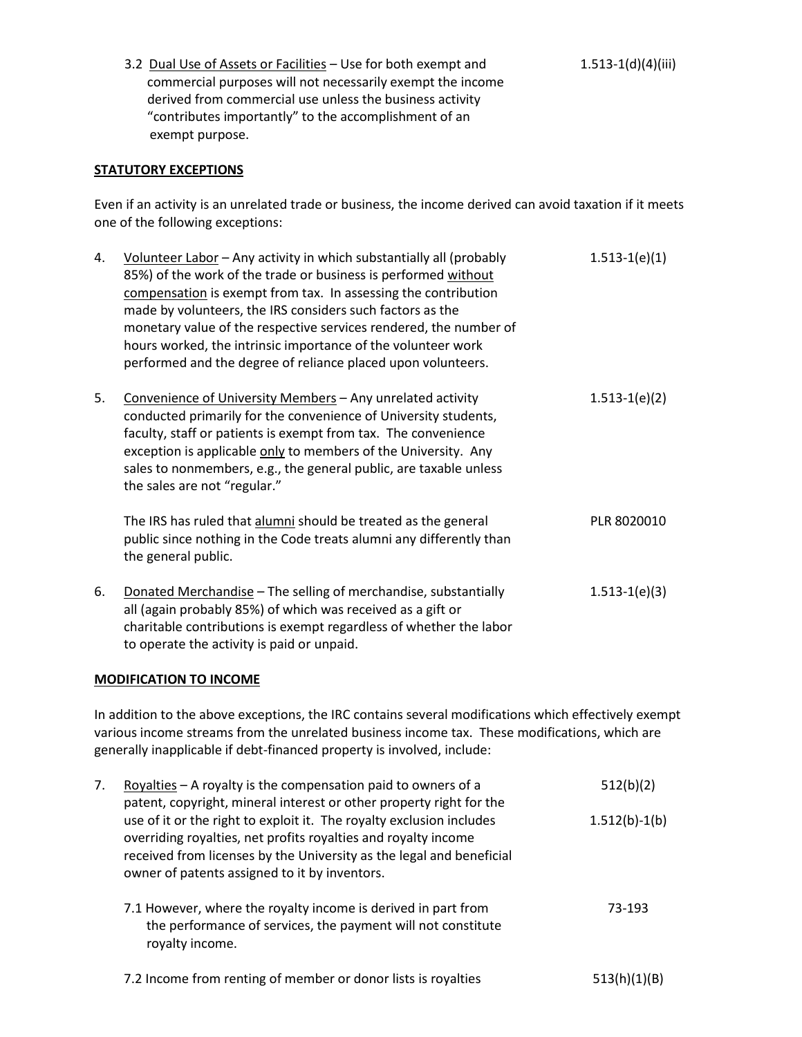3.2 <u>Dual Use of Assets or Facilities</u> – Use for both exempt and commercial purposes will not necessarily exempt the income derived from commercial use unless the business activity "contributes importantly" to the accomplishment of an exempt purpose. — 1.513-1(d)(4)(iii)

**<u>STATUTORY EXCEPTIONS</u>**

Even if an activity is an unrelated trade or business, the income derived can avoid taxation if it meets one of the following exceptions:

4. <u>Volunteer Labor</u> – Any activity in which substantially all (probably 85%) of the work of the trade or business is performed <u>without compensation</u> is exempt from tax. In assessing the contribution made by volunteers, the IRS considers such factors as the monetary value of the respective services rendered, the number of hours worked, the intrinsic importance of the volunteer work performed and the degree of reliance placed upon volunteers. — 1.513-1(e)(1)

5. <u>Convenience of University Members</u> – Any unrelated activity conducted primarily for the convenience of University students, faculty, staff or patients is exempt from tax. The convenience exception is applicable <u>only</u> to members of the University. Any sales to nonmembers, e.g., the general public, are taxable unless the sales are not "regular." — 1.513-1(e)(2)

   The IRS has ruled that <u>alumni</u> should be treated as the general public since nothing in the Code treats alumni any differently than the general public. — PLR 8020010

6. <u>Donated Merchandise</u> – The selling of merchandise, substantially all (again probably 85%) of which was received as a gift or charitable contributions is exempt regardless of whether the labor to operate the activity is paid or unpaid. — 1.513-1(e)(3)

**<u>MODIFICATION TO INCOME</u>**

In addition to the above exceptions, the IRC contains several modifications which effectively exempt various income streams from the unrelated business income tax. These modifications, which are generally inapplicable if debt-financed property is involved, include:

7. <u>Royalties</u> – A royalty is the compensation paid to owners of a patent, copyright, mineral interest or other property right for the use of it or the right to exploit it. The royalty exclusion includes overriding royalties, net profits royalties and royalty income received from licenses by the University as the legal and beneficial owner of patents assigned to it by inventors. — 512(b)(2); 1.512(b)-1(b)

   7.1 However, where the royalty income is derived in part from the performance of services, the payment will not constitute royalty income. — 73-193

   7.2 Income from renting of member or donor lists is royalties — 513(h)(1)(B)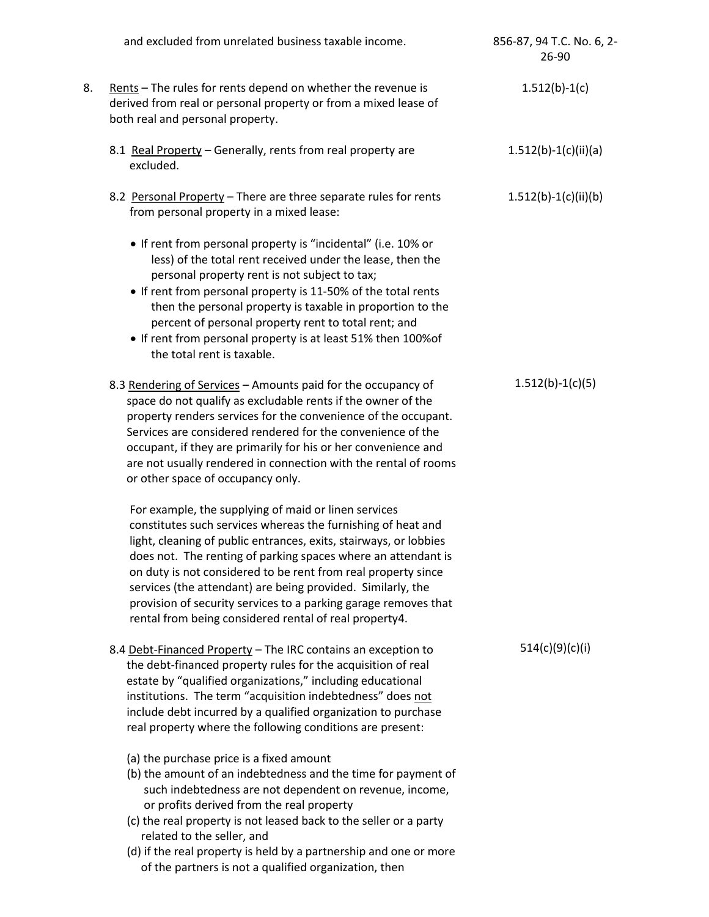| | |
|---|---|
| and excluded from unrelated business taxable income. | 856-87, 94 T.C. No. 6, 2-26-90 |
| 8. Rents – The rules for rents depend on whether the revenue is derived from real or personal property or from a mixed lease of both real and personal property. | 1.512(b)-1(c) |
| 8.1 Real Property – Generally, rents from real property are excluded. | 1.512(b)-1(c)(ii)(a) |
| 8.2 Personal Property – There are three separate rules for rents from personal property in a mixed lease:<br>• If rent from personal property is "incidental" (i.e. 10% or less) of the total rent received under the lease, then the personal property rent is not subject to tax;<br>• If rent from personal property is 11-50% of the total rents then the personal property is taxable in proportion to the percent of personal property rent to total rent; and<br>• If rent from personal property is at least 51% then 100%of the total rent is taxable. | 1.512(b)-1(c)(ii)(b) |
| 8.3 Rendering of Services – Amounts paid for the occupancy of space do not qualify as excludable rents if the owner of the property renders services for the convenience of the occupant. Services are considered rendered for the convenience of the occupant, if they are primarily for his or her convenience and are not usually rendered in connection with the rental of rooms or other space of occupancy only.<br><br>For example, the supplying of maid or linen services constitutes such services whereas the furnishing of heat and light, cleaning of public entrances, exits, stairways, or lobbies does not. The renting of parking spaces where an attendant is on duty is not considered to be rent from real property since services (the attendant) are being provided. Similarly, the provision of security services to a parking garage removes that rental from being considered rental of real property[4]. | 1.512(b)-1(c)(5) |
| 8.4 Debt-Financed Property – The IRC contains an exception to the debt-financed property rules for the acquisition of real estate by "qualified organizations," including educational institutions. The term "acquisition indebtedness" does not include debt incurred by a qualified organization to purchase real property where the following conditions are present:<br><br>(a) the purchase price is a fixed amount<br>(b) the amount of an indebtedness and the time for payment of such indebtedness are not dependent on revenue, income, or profits derived from the real property<br>(c) the real property is not leased back to the seller or a party related to the seller, and<br>(d) if the real property is held by a partnership and one or more of the partners is not a qualified organization, then | 514(c)(9)(c)(i) |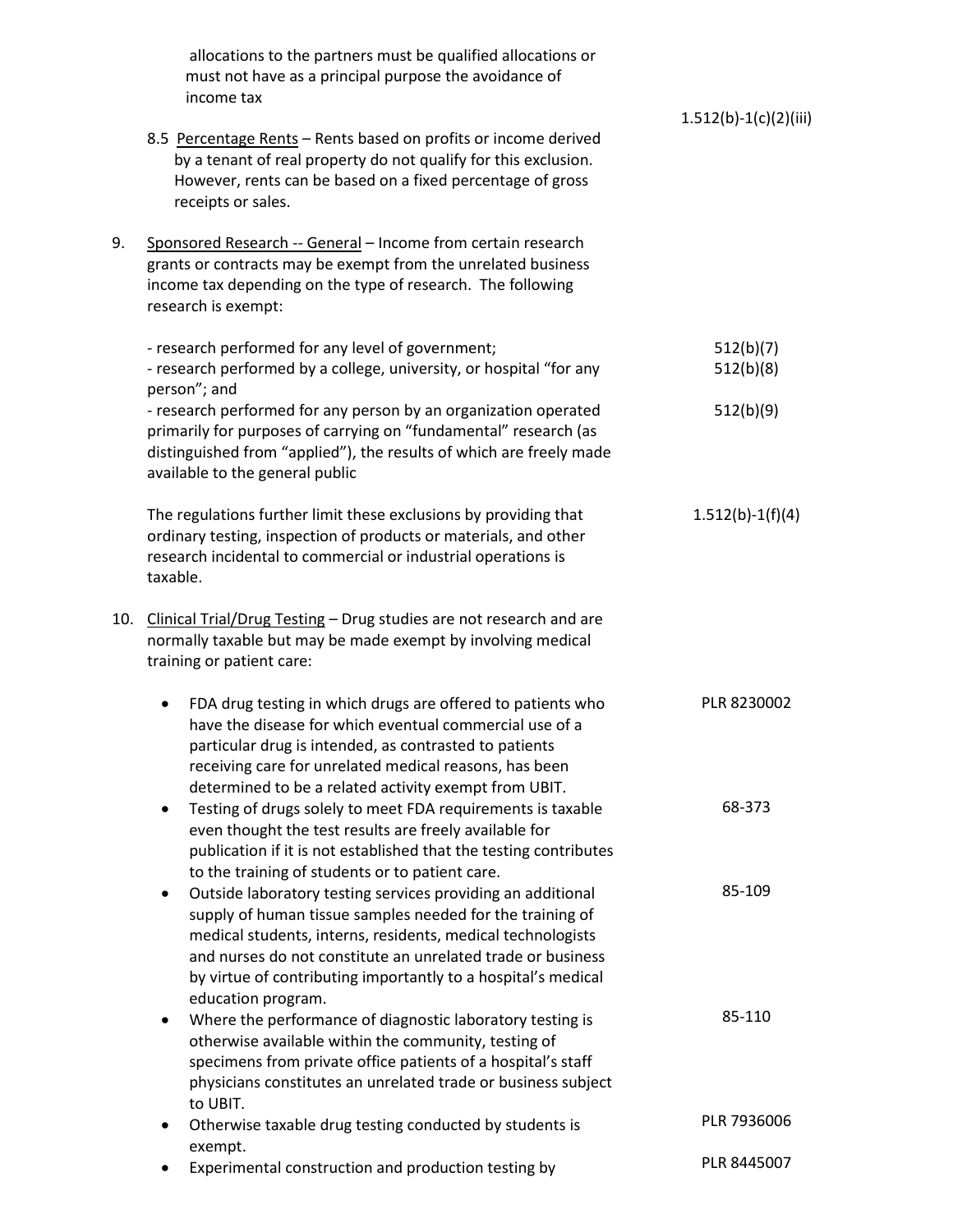allocations to the partners must be qualified allocations or must not have as a principal purpose the avoidance of income tax

8.5 Percentage Rents – Rents based on profits or income derived by a tenant of real property do not qualify for this exclusion. However, rents can be based on a fixed percentage of gross receipts or sales. — 1.512(b)-1(c)(2)(iii)

9. Sponsored Research -- General – Income from certain research grants or contracts may be exempt from the unrelated business income tax depending on the type of research. The following research is exempt:

   - research performed for any level of government; — 512(b)(7)
   - research performed by a college, university, or hospital "for any person"; and — 512(b)(8)
   - research performed for any person by an organization operated primarily for purposes of carrying on "fundamental" research (as distinguished from "applied"), the results of which are freely made available to the general public — 512(b)(9)

   The regulations further limit these exclusions by providing that ordinary testing, inspection of products or materials, and other research incidental to commercial or industrial operations is taxable. — 1.512(b)-1(f)(4)

10. Clinical Trial/Drug Testing – Drug studies are not research and are normally taxable but may be made exempt by involving medical training or patient care:

    - FDA drug testing in which drugs are offered to patients who have the disease for which eventual commercial use of a particular drug is intended, as contrasted to patients receiving care for unrelated medical reasons, has been determined to be a related activity exempt from UBIT. — PLR 8230002
    - Testing of drugs solely to meet FDA requirements is taxable even thought the test results are freely available for publication if it is not established that the testing contributes to the training of students or to patient care. — 68-373
    - Outside laboratory testing services providing an additional supply of human tissue samples needed for the training of medical students, interns, residents, medical technologists and nurses do not constitute an unrelated trade or business by virtue of contributing importantly to a hospital's medical education program. — 85-109
    - Where the performance of diagnostic laboratory testing is otherwise available within the community, testing of specimens from private office patients of a hospital's staff physicians constitutes an unrelated trade or business subject to UBIT. — 85-110
    - Otherwise taxable drug testing conducted by students is exempt. — PLR 7936006
    - Experimental construction and production testing by — PLR 8445007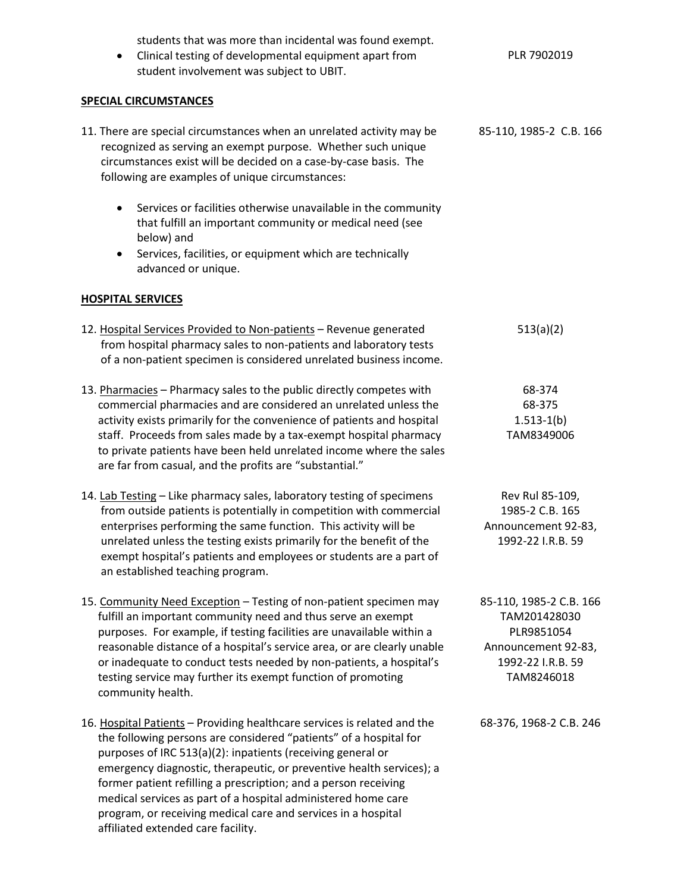students that was more than incidental was found exempt.

- Clinical testing of developmental equipment apart from student involvement was subject to UBIT. — PLR 7902019

**SPECIAL CIRCUMSTANCES**

11. There are special circumstances when an unrelated activity may be recognized as serving an exempt purpose. Whether such unique circumstances exist will be decided on a case-by-case basis. The following are examples of unique circumstances: — 85-110, 1985-2 C.B. 166

    - Services or facilities otherwise unavailable in the community that fulfill an important community or medical need (see below) and
    - Services, facilities, or equipment which are technically advanced or unique.

**HOSPITAL SERVICES**

12. Hospital Services Provided to Non-patients – Revenue generated from hospital pharmacy sales to non-patients and laboratory tests of a non-patient specimen is considered unrelated business income. — 513(a)(2)

13. Pharmacies – Pharmacy sales to the public directly competes with commercial pharmacies and are considered an unrelated unless the activity exists primarily for the convenience of patients and hospital staff. Proceeds from sales made by a tax-exempt hospital pharmacy to private patients have been held unrelated income where the sales are far from casual, and the profits are "substantial." — 68-374; 68-375; 1.513-1(b); TAM8349006

14. Lab Testing – Like pharmacy sales, laboratory testing of specimens from outside patients is potentially in competition with commercial enterprises performing the same function. This activity will be unrelated unless the testing exists primarily for the benefit of the exempt hospital's patients and employees or students are a part of an established teaching program. — Rev Rul 85-109, 1985-2 C.B. 165; Announcement 92-83, 1992-22 I.R.B. 59

15. Community Need Exception – Testing of non-patient specimen may fulfill an important community need and thus serve an exempt purposes. For example, if testing facilities are unavailable within a reasonable distance of a hospital's service area, or are clearly unable or inadequate to conduct tests needed by non-patients, a hospital's testing service may further its exempt function of promoting community health. — 85-110, 1985-2 C.B. 166; TAM201428030; PLR9851054; Announcement 92-83, 1992-22 I.R.B. 59; TAM8246018

16. Hospital Patients – Providing healthcare services is related and the the following persons are considered "patients" of a hospital for purposes of IRC 513(a)(2): inpatients (receiving general or emergency diagnostic, therapeutic, or preventive health services); a former patient refilling a prescription; and a person receiving medical services as part of a hospital administered home care program, or receiving medical care and services in a hospital affiliated extended care facility. — 68-376, 1968-2 C.B. 246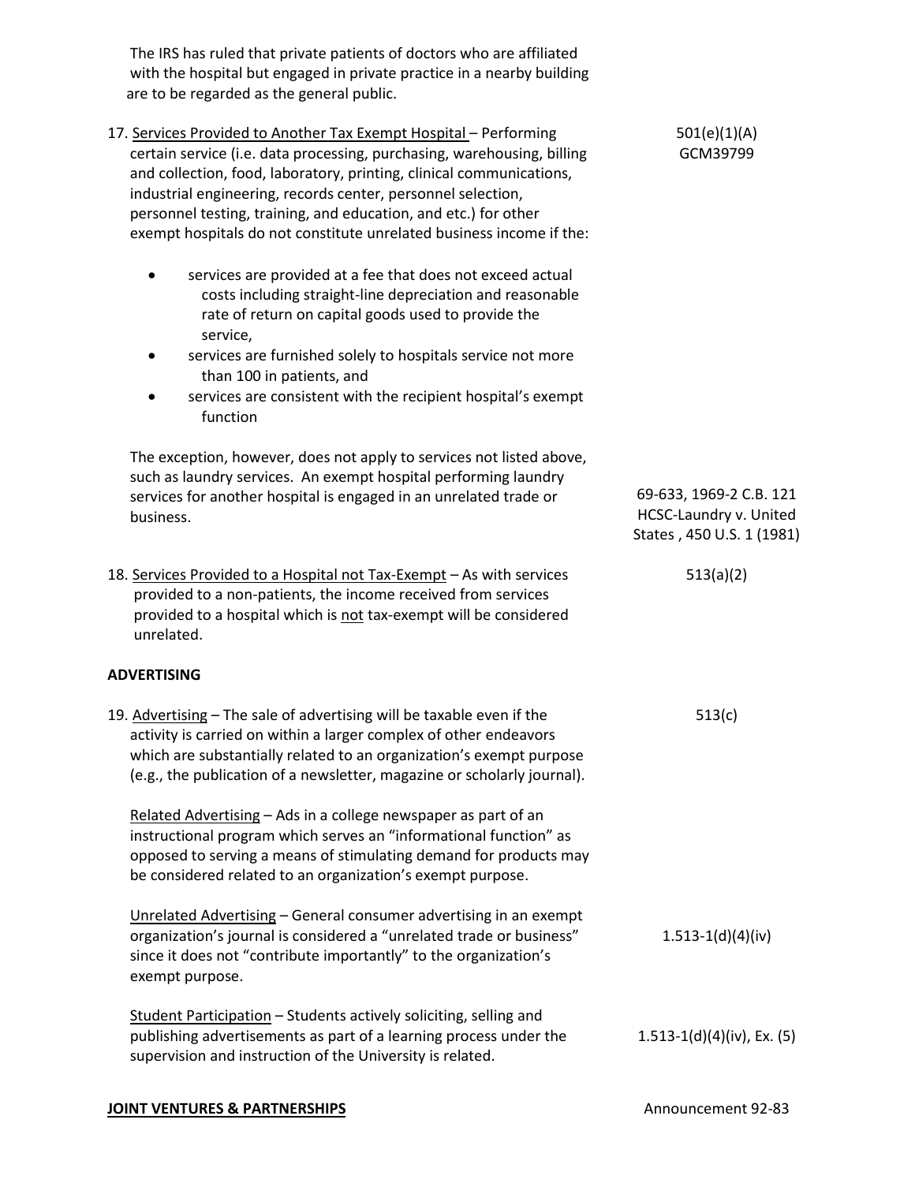The IRS has ruled that private patients of doctors who are affiliated with the hospital but engaged in private practice in a nearby building are to be regarded as the general public.

| | |
|---|---|
| 17. <u>Services Provided to Another Tax Exempt Hospital</u> – Performing certain service (i.e. data processing, purchasing, warehousing, billing and collection, food, laboratory, printing, clinical communications, industrial engineering, records center, personnel selection, personnel testing, training, and education, and etc.) for other exempt hospitals do not constitute unrelated business income if the: | 501(e)(1)(A) GCM39799 |

- services are provided at a fee that does not exceed actual costs including straight-line depreciation and reasonable rate of return on capital goods used to provide the service,
- services are furnished solely to hospitals service not more than 100 in patients, and
- services are consistent with the recipient hospital's exempt function

| | |
|---|---|
| The exception, however, does not apply to services not listed above, such as laundry services. An exempt hospital performing laundry services for another hospital is engaged in an unrelated trade or business. | 69-633, 1969-2 C.B. 121 HCSC-Laundry v. United States , 450 U.S. 1 (1981) |
| 18. <u>Services Provided to a Hospital not Tax-Exempt</u> – As with services provided to a non-patients, the income received from services provided to a hospital which is <u>not</u> tax-exempt will be considered unrelated. | 513(a)(2) |

**ADVERTISING**

| | |
|---|---|
| 19. <u>Advertising</u> – The sale of advertising will be taxable even if the activity is carried on within a larger complex of other endeavors which are substantially related to an organization's exempt purpose (e.g., the publication of a newsletter, magazine or scholarly journal). | 513(c) |
| <u>Related Advertising</u> – Ads in a college newspaper as part of an instructional program which serves an "informational function" as opposed to serving a means of stimulating demand for products may be considered related to an organization's exempt purpose. | |
| <u>Unrelated Advertising</u> – General consumer advertising in an exempt organization's journal is considered a "unrelated trade or business" since it does not "contribute importantly" to the organization's exempt purpose. | 1.513-1(d)(4)(iv) |
| <u>Student Participation</u> – Students actively soliciting, selling and publishing advertisements as part of a learning process under the supervision and instruction of the University is related. | 1.513-1(d)(4)(iv), Ex. (5) |

**<u>JOINT VENTURES & PARTNERSHIPS</u>** — Announcement 92-83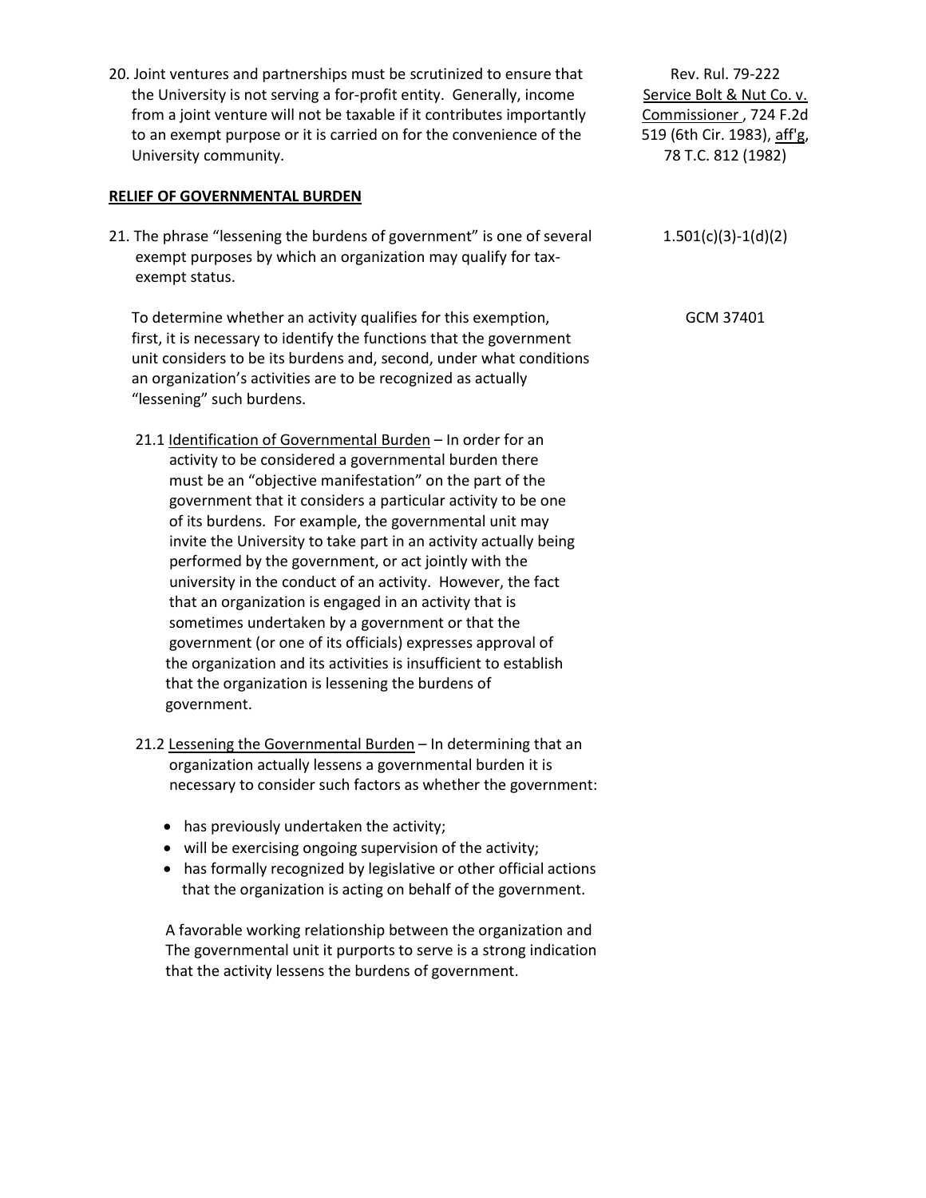20. Joint ventures and partnerships must be scrutinized to ensure that the University is not serving a for-profit entity. Generally, income from a joint venture will not be taxable if it contributes importantly to an exempt purpose or it is carried on for the convenience of the University community.

   Rev. Rul. 79-222
   Service Bolt & Nut Co. v. Commissioner, 724 F.2d 519 (6th Cir. 1983), aff'g, 78 T.C. 812 (1982)

**RELIEF OF GOVERNMENTAL BURDEN**

21. The phrase "lessening the burdens of government" is one of several exempt purposes by which an organization may qualify for tax-exempt status.

   1.501(c)(3)-1(d)(2)

   To determine whether an activity qualifies for this exemption, first, it is necessary to identify the functions that the government unit considers to be its burdens and, second, under what conditions an organization's activities are to be recognized as actually "lessening" such burdens.

   GCM 37401

   21.1 Identification of Governmental Burden – In order for an activity to be considered a governmental burden there must be an "objective manifestation" on the part of the government that it considers a particular activity to be one of its burdens. For example, the governmental unit may invite the University to take part in an activity actually being performed by the government, or act jointly with the university in the conduct of an activity. However, the fact that an organization is engaged in an activity that is sometimes undertaken by a government or that the government (or one of its officials) expresses approval of the organization and its activities is insufficient to establish that the organization is lessening the burdens of government.

   21.2 Lessening the Governmental Burden – In determining that an organization actually lessens a governmental burden it is necessary to consider such factors as whether the government:

   - has previously undertaken the activity;
   - will be exercising ongoing supervision of the activity;
   - has formally recognized by legislative or other official actions that the organization is acting on behalf of the government.

   A favorable working relationship between the organization and The governmental unit it purports to serve is a strong indication that the activity lessens the burdens of government.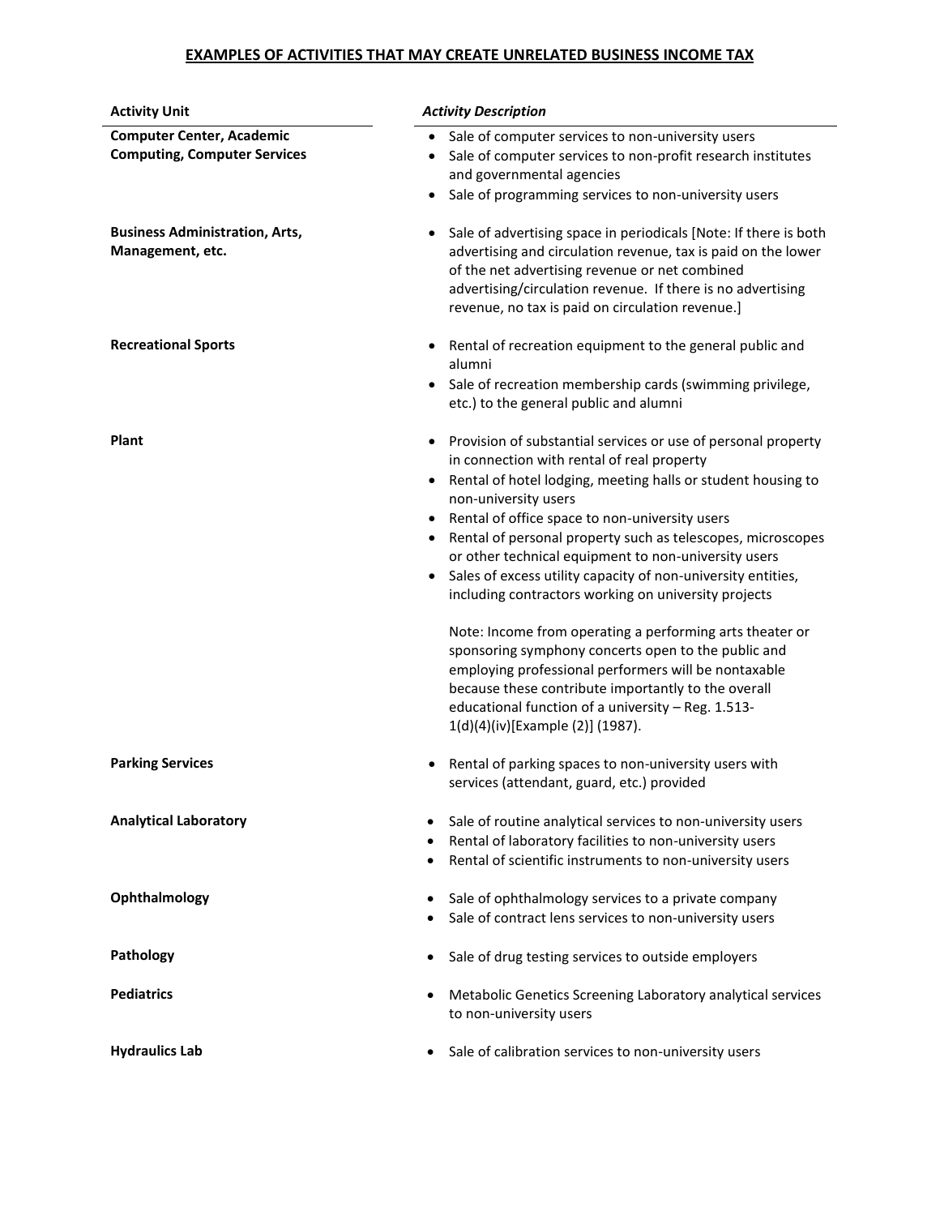# EXAMPLES OF ACTIVITIES THAT MAY CREATE UNRELATED BUSINESS INCOME TAX

| **Activity Unit** | ***Activity Description*** |
|---|---|
| **Computer Center, Academic Computing, Computer Services** | • Sale of computer services to non-university users<br>• Sale of computer services to non-profit research institutes and governmental agencies<br>• Sale of programming services to non-university users |
| **Business Administration, Arts, Management, etc.** | • Sale of advertising space in periodicals [Note: If there is both advertising and circulation revenue, tax is paid on the lower of the net advertising revenue or net combined advertising/circulation revenue. If there is no advertising revenue, no tax is paid on circulation revenue.] |
| **Recreational Sports** | • Rental of recreation equipment to the general public and alumni<br>• Sale of recreation membership cards (swimming privilege, etc.) to the general public and alumni |
| **Plant** | • Provision of substantial services or use of personal property in connection with rental of real property<br>• Rental of hotel lodging, meeting halls or student housing to non-university users<br>• Rental of office space to non-university users<br>• Rental of personal property such as telescopes, microscopes or other technical equipment to non-university users<br>• Sales of excess utility capacity of non-university entities, including contractors working on university projects<br><br>Note: Income from operating a performing arts theater or sponsoring symphony concerts open to the public and employing professional performers will be nontaxable because these contribute importantly to the overall educational function of a university – Reg. 1.513-1(d)(4)(iv)[Example (2)] (1987). |
| **Parking Services** | • Rental of parking spaces to non-university users with services (attendant, guard, etc.) provided |
| **Analytical Laboratory** | • Sale of routine analytical services to non-university users<br>• Rental of laboratory facilities to non-university users<br>• Rental of scientific instruments to non-university users |
| **Ophthalmology** | • Sale of ophthalmology services to a private company<br>• Sale of contract lens services to non-university users |
| **Pathology** | • Sale of drug testing services to outside employers |
| **Pediatrics** | • Metabolic Genetics Screening Laboratory analytical services to non-university users |
| **Hydraulics Lab** | • Sale of calibration services to non-university users |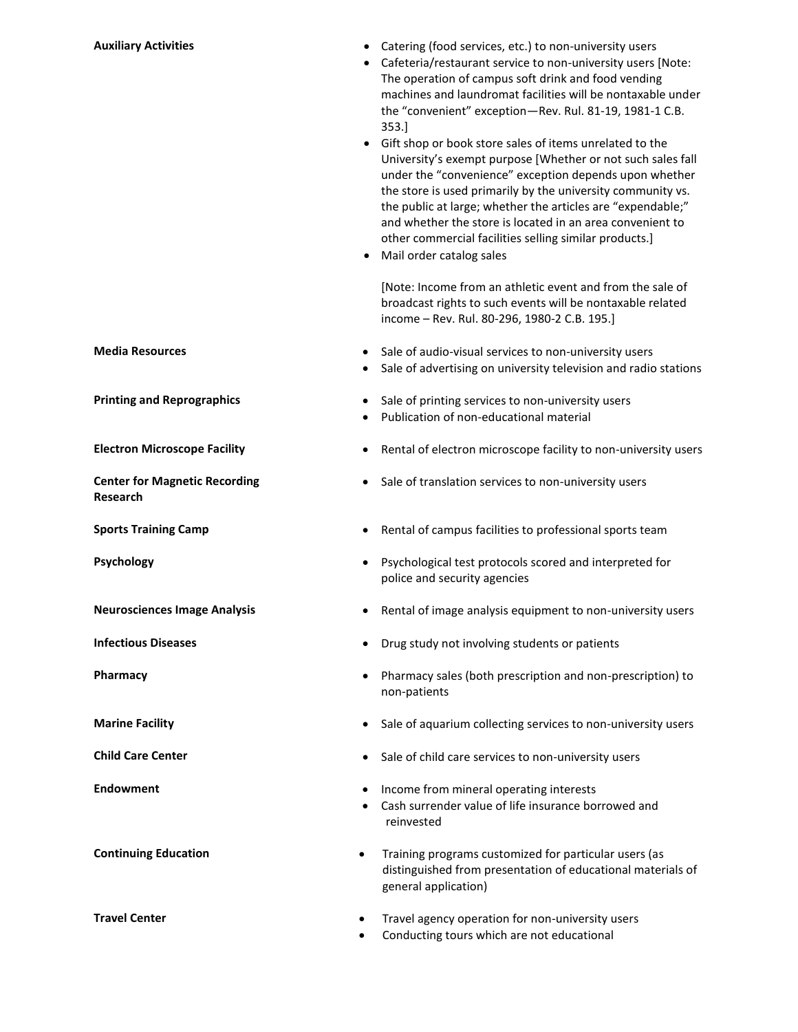**Auxiliary Activities**

- Catering (food services, etc.) to non-university users
- Cafeteria/restaurant service to non-university users [Note: The operation of campus soft drink and food vending machines and laundromat facilities will be nontaxable under the "convenient" exception—Rev. Rul. 81-19, 1981-1 C.B. 353.]
- Gift shop or book store sales of items unrelated to the University's exempt purpose [Whether or not such sales fall under the "convenience" exception depends upon whether the store is used primarily by the university community vs. the public at large; whether the articles are "expendable;" and whether the store is located in an area convenient to other commercial facilities selling similar products.]
- Mail order catalog sales

  [Note: Income from an athletic event and from the sale of broadcast rights to such events will be nontaxable related income – Rev. Rul. 80-296, 1980-2 C.B. 195.]

**Media Resources**

- Sale of audio-visual services to non-university users
- Sale of advertising on university television and radio stations

**Printing and Reprographics**

- Sale of printing services to non-university users
- Publication of non-educational material

**Electron Microscope Facility**

- Rental of electron microscope facility to non-university users

**Center for Magnetic Recording Research**

- Sale of translation services to non-university users

**Sports Training Camp**

- Rental of campus facilities to professional sports team

**Psychology**

- Psychological test protocols scored and interpreted for police and security agencies

**Neurosciences Image Analysis**

- Rental of image analysis equipment to non-university users

**Infectious Diseases**

- Drug study not involving students or patients

**Pharmacy**

- Pharmacy sales (both prescription and non-prescription) to non-patients

**Marine Facility**

- Sale of aquarium collecting services to non-university users

**Child Care Center**

- Sale of child care services to non-university users

**Endowment**

- Income from mineral operating interests
- Cash surrender value of life insurance borrowed and reinvested

**Continuing Education**

- Training programs customized for particular users (as distinguished from presentation of educational materials of general application)

**Travel Center**

- Travel agency operation for non-university users
- Conducting tours which are not educational